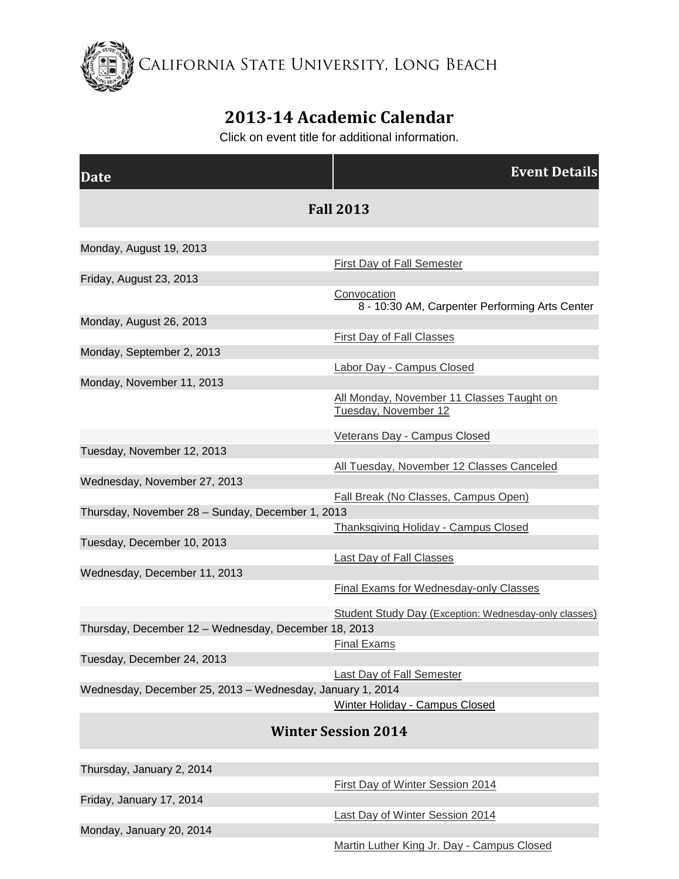California State University, Long Beach

# 2013-14 Academic Calendar

Click on event title for additional information.

| Date | Event Details |
|---|---|
| **Fall 2013** | |
| Monday, August 19, 2013 | |
| | First Day of Fall Semester |
| Friday, August 23, 2013 | |
| | Convocation<br>8 - 10:30 AM, Carpenter Performing Arts Center |
| Monday, August 26, 2013 | |
| | First Day of Fall Classes |
| Monday, September 2, 2013 | |
| | Labor Day - Campus Closed |
| Monday, November 11, 2013 | |
| | All Monday, November 11 Classes Taught on Tuesday, November 12 |
| | Veterans Day - Campus Closed |
| Tuesday, November 12, 2013 | |
| | All Tuesday, November 12 Classes Canceled |
| Wednesday, November 27, 2013 | |
| | Fall Break (No Classes, Campus Open) |
| Thursday, November 28 – Sunday, December 1, 2013 | |
| | Thanksgiving Holiday - Campus Closed |
| Tuesday, December 10, 2013 | |
| | Last Day of Fall Classes |
| Wednesday, December 11, 2013 | |
| | Final Exams for Wednesday-only Classes |
| | Student Study Day (Exception: Wednesday-only classes) |
| Thursday, December 12 – Wednesday, December 18, 2013 | |
| | Final Exams |
| Tuesday, December 24, 2013 | |
| | Last Day of Fall Semester |
| Wednesday, December 25, 2013 – Wednesday, January 1, 2014 | |
| | Winter Holiday - Campus Closed |
| **Winter Session 2014** | |
| Thursday, January 2, 2014 | |
| | First Day of Winter Session 2014 |
| Friday, January 17, 2014 | |
| | Last Day of Winter Session 2014 |
| Monday, January 20, 2014 | |
| | Martin Luther King Jr. Day - Campus Closed |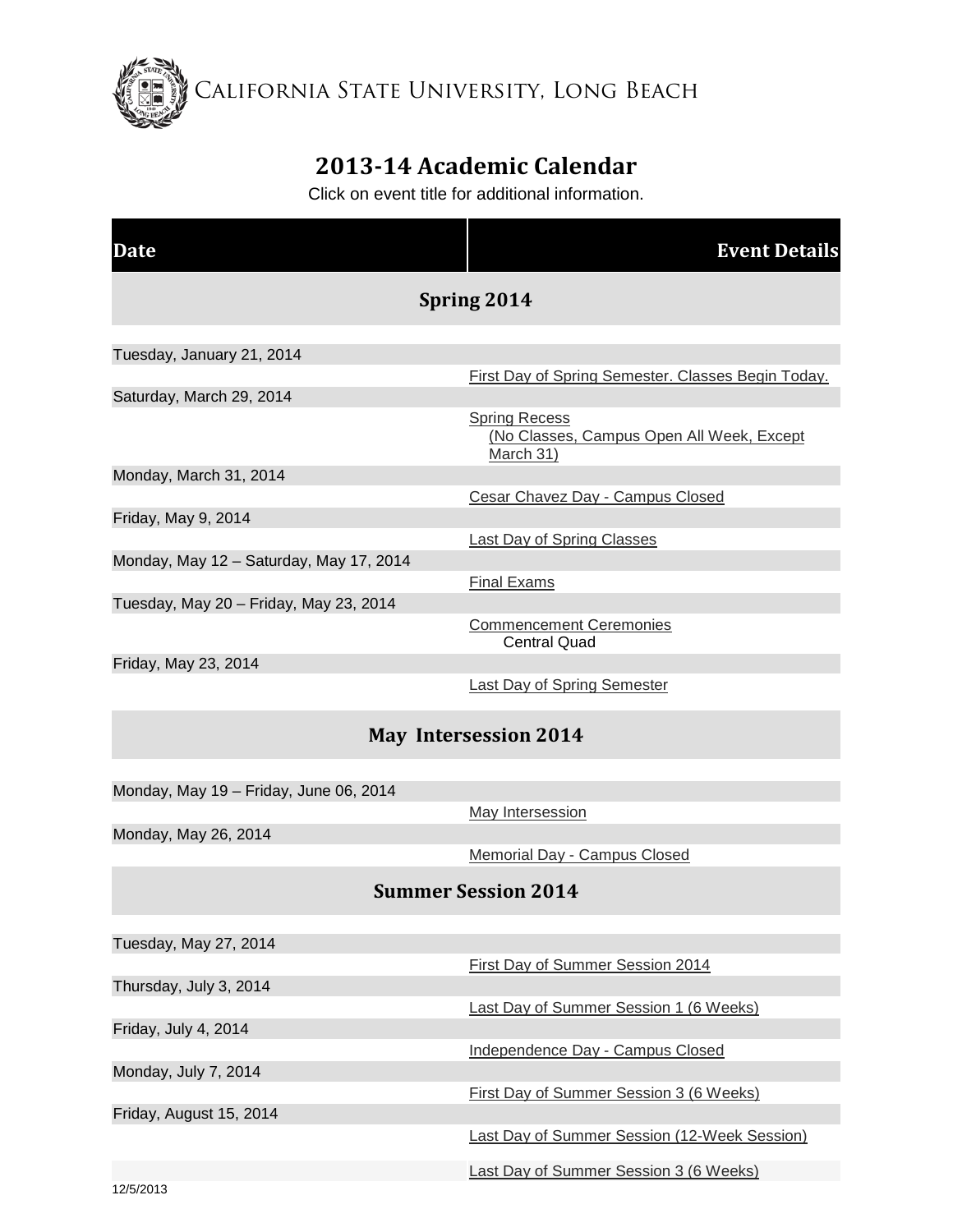California State University, Long Beach

# 2013-14 Academic Calendar

Click on event title for additional information.

| Date | Event Details |
|---|---|
| **Spring 2014** | |
| Tuesday, January 21, 2014 | First Day of Spring Semester. Classes Begin Today. |
| Saturday, March 29, 2014 | Spring Recess (No Classes, Campus Open All Week, Except March 31) |
| Monday, March 31, 2014 | Cesar Chavez Day - Campus Closed |
| Friday, May 9, 2014 | Last Day of Spring Classes |
| Monday, May 12 – Saturday, May 17, 2014 | Final Exams |
| Tuesday, May 20 – Friday, May 23, 2014 | Commencement Ceremonies Central Quad |
| Friday, May 23, 2014 | Last Day of Spring Semester |
| **May Intersession 2014** | |
| Monday, May 19 – Friday, June 06, 2014 | May Intersession |
| Monday, May 26, 2014 | Memorial Day - Campus Closed |
| **Summer Session 2014** | |
| Tuesday, May 27, 2014 | First Day of Summer Session 2014 |
| Thursday, July 3, 2014 | Last Day of Summer Session 1 (6 Weeks) |
| Friday, July 4, 2014 | Independence Day - Campus Closed |
| Monday, July 7, 2014 | First Day of Summer Session 3 (6 Weeks) |
| Friday, August 15, 2014 | Last Day of Summer Session (12-Week Session) |
| | Last Day of Summer Session 3 (6 Weeks) |

12/5/2013